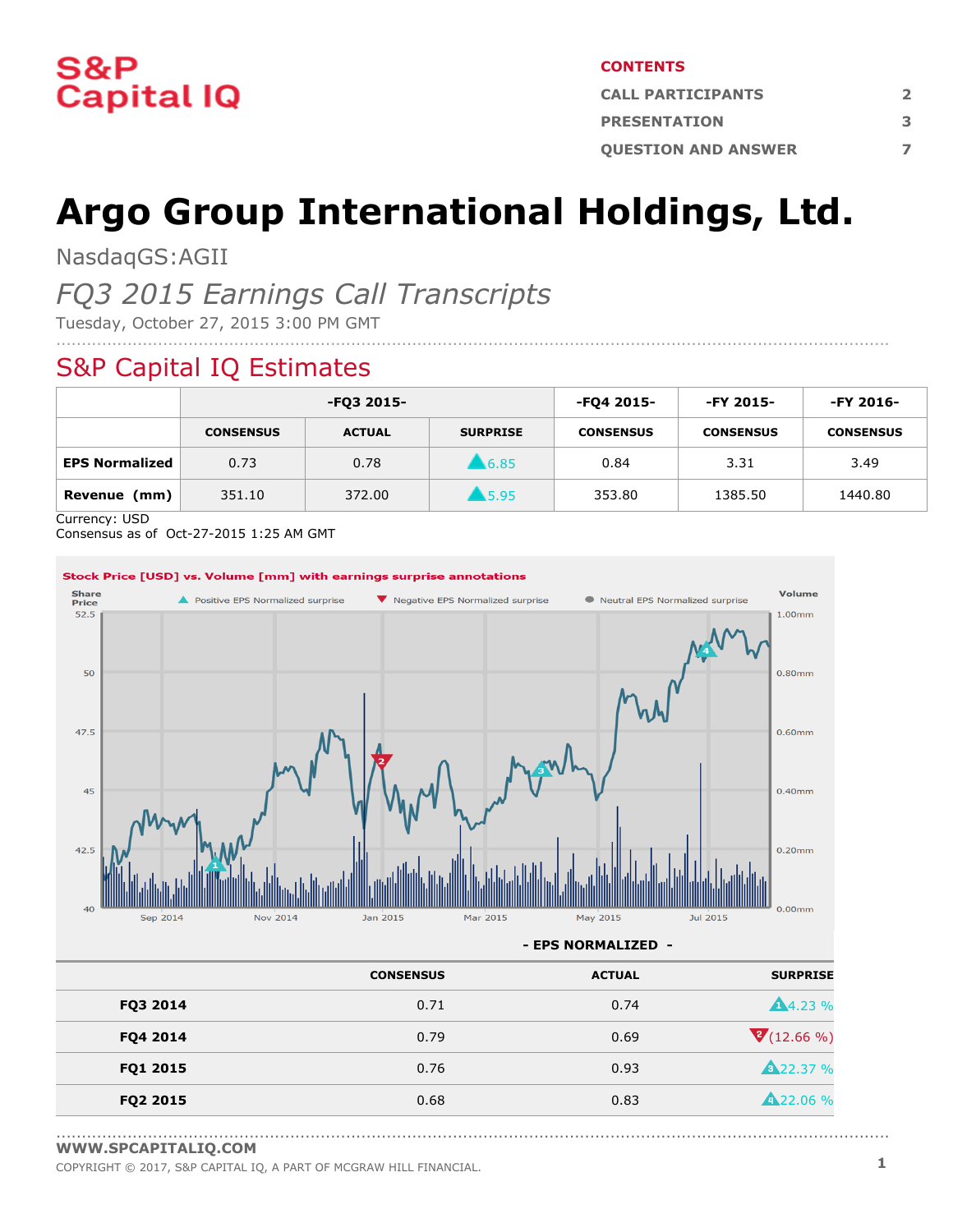# S&P Capital IQ

**CONTENTS**

| | |
|---|---|
| CALL PARTICIPANTS | 2 |
| PRESENTATION | 3 |
| QUESTION AND ANSWER | 7 |

# Argo Group International Holdings, Ltd.

NasdaqGS:AGII

*FQ3 2015 Earnings Call Transcripts*

Tuesday, October 27, 2015 3:00 PM GMT

## S&P Capital IQ Estimates

| | -FQ3 2015- | | | -FQ4 2015- | -FY 2015- | -FY 2016- |
|---|---|---|---|---|---|---|
| | CONSENSUS | ACTUAL | SURPRISE | CONSENSUS | CONSENSUS | CONSENSUS |
| **EPS Normalized** | 0.73 | 0.78 | ▲6.85 | 0.84 | 3.31 | 3.49 |
| **Revenue (mm)** | 351.10 | 372.00 | ▲5.95 | 353.80 | 1385.50 | 1440.80 |

Currency: USD

Consensus as of Oct-27-2015 1:25 AM GMT

**Stock Price [USD] vs. Volume [mm] with earnings surprise annotations**

**- EPS NORMALIZED -**

| | CONSENSUS | ACTUAL | SURPRISE |
|---|---|---|---|
| **FQ3 2014** | 0.71 | 0.74 | ▲4.23 % |
| **FQ4 2014** | 0.79 | 0.69 | ▼(12.66 %) |
| **FQ1 2015** | 0.76 | 0.93 | ▲22.37 % |
| **FQ2 2015** | 0.68 | 0.83 | ▲22.06 % |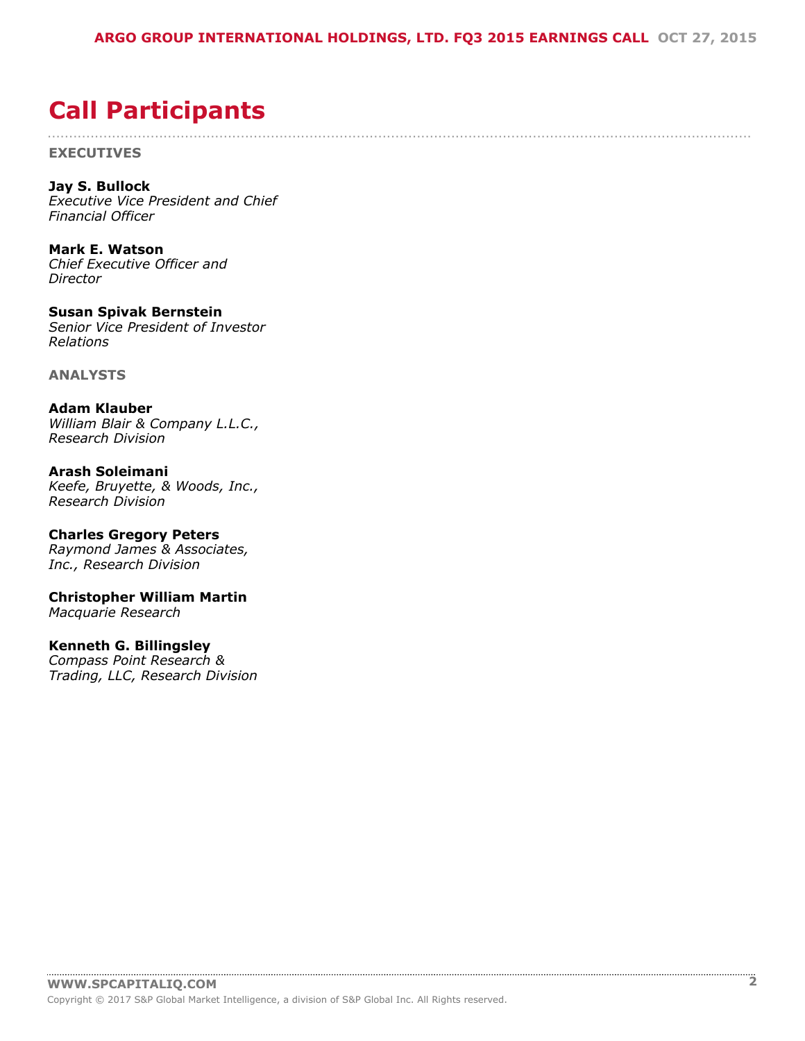# Call Participants

**EXECUTIVES**

**Jay S. Bullock**
*Executive Vice President and Chief Financial Officer*

**Mark E. Watson**
*Chief Executive Officer and Director*

**Susan Spivak Bernstein**
*Senior Vice President of Investor Relations*

**ANALYSTS**

**Adam Klauber**
*William Blair & Company L.L.C., Research Division*

**Arash Soleimani**
*Keefe, Bruyette, & Woods, Inc., Research Division*

**Charles Gregory Peters**
*Raymond James & Associates, Inc., Research Division*

**Christopher William Martin**
*Macquarie Research*

**Kenneth G. Billingsley**
*Compass Point Research & Trading, LLC, Research Division*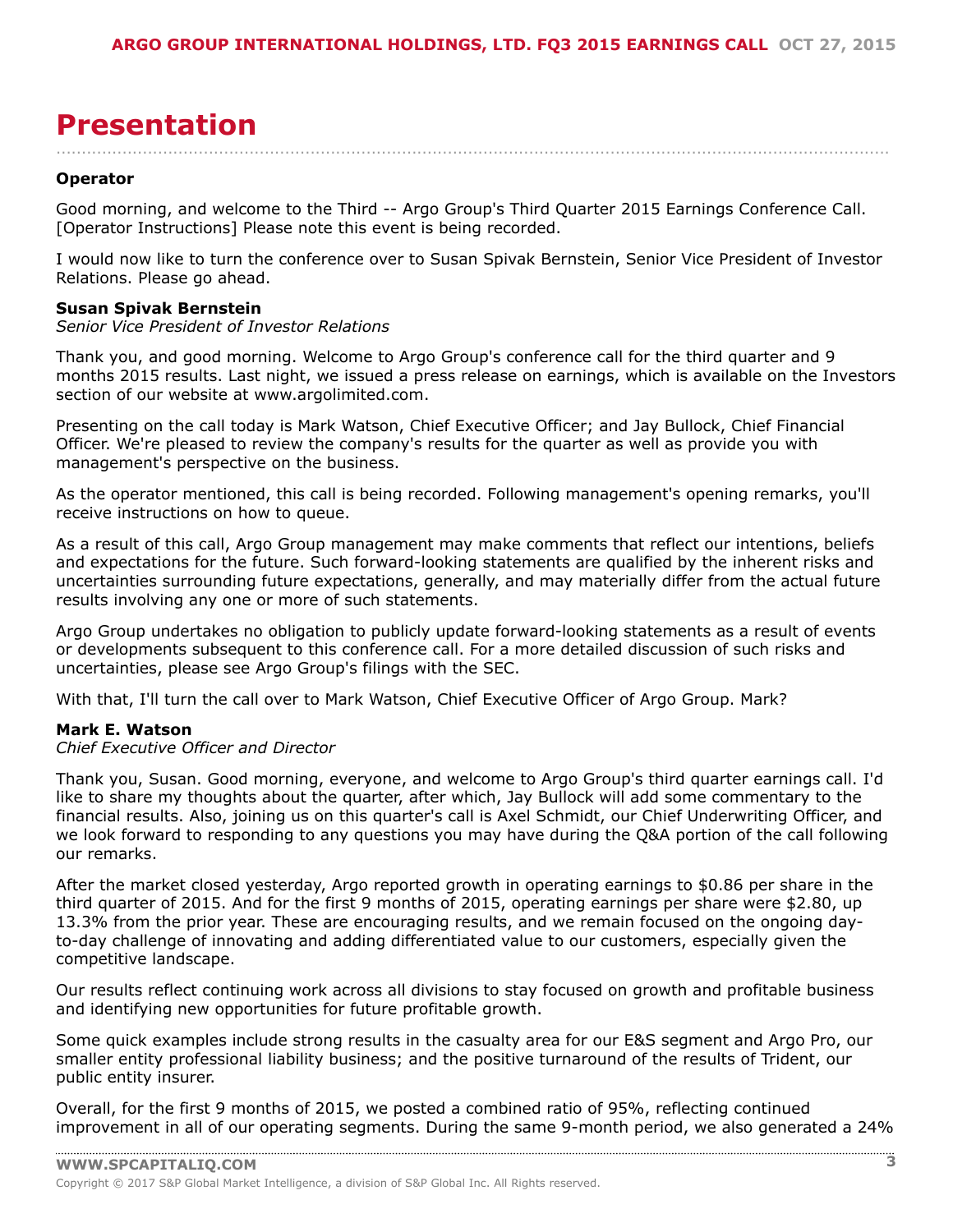# Presentation

**Operator**

Good morning, and welcome to the Third -- Argo Group's Third Quarter 2015 Earnings Conference Call. [Operator Instructions] Please note this event is being recorded.

I would now like to turn the conference over to Susan Spivak Bernstein, Senior Vice President of Investor Relations. Please go ahead.

**Susan Spivak Bernstein**
*Senior Vice President of Investor Relations*

Thank you, and good morning. Welcome to Argo Group's conference call for the third quarter and 9 months 2015 results. Last night, we issued a press release on earnings, which is available on the Investors section of our website at www.argolimited.com.

Presenting on the call today is Mark Watson, Chief Executive Officer; and Jay Bullock, Chief Financial Officer. We're pleased to review the company's results for the quarter as well as provide you with management's perspective on the business.

As the operator mentioned, this call is being recorded. Following management's opening remarks, you'll receive instructions on how to queue.

As a result of this call, Argo Group management may make comments that reflect our intentions, beliefs and expectations for the future. Such forward-looking statements are qualified by the inherent risks and uncertainties surrounding future expectations, generally, and may materially differ from the actual future results involving any one or more of such statements.

Argo Group undertakes no obligation to publicly update forward-looking statements as a result of events or developments subsequent to this conference call. For a more detailed discussion of such risks and uncertainties, please see Argo Group's filings with the SEC.

With that, I'll turn the call over to Mark Watson, Chief Executive Officer of Argo Group. Mark?

**Mark E. Watson**
*Chief Executive Officer and Director*

Thank you, Susan. Good morning, everyone, and welcome to Argo Group's third quarter earnings call. I'd like to share my thoughts about the quarter, after which, Jay Bullock will add some commentary to the financial results. Also, joining us on this quarter's call is Axel Schmidt, our Chief Underwriting Officer, and we look forward to responding to any questions you may have during the Q&A portion of the call following our remarks.

After the market closed yesterday, Argo reported growth in operating earnings to $0.86 per share in the third quarter of 2015. And for the first 9 months of 2015, operating earnings per share were $2.80, up 13.3% from the prior year. These are encouraging results, and we remain focused on the ongoing day-to-day challenge of innovating and adding differentiated value to our customers, especially given the competitive landscape.

Our results reflect continuing work across all divisions to stay focused on growth and profitable business and identifying new opportunities for future profitable growth.

Some quick examples include strong results in the casualty area for our E&S segment and Argo Pro, our smaller entity professional liability business; and the positive turnaround of the results of Trident, our public entity insurer.

Overall, for the first 9 months of 2015, we posted a combined ratio of 95%, reflecting continued improvement in all of our operating segments. During the same 9-month period, we also generated a 24%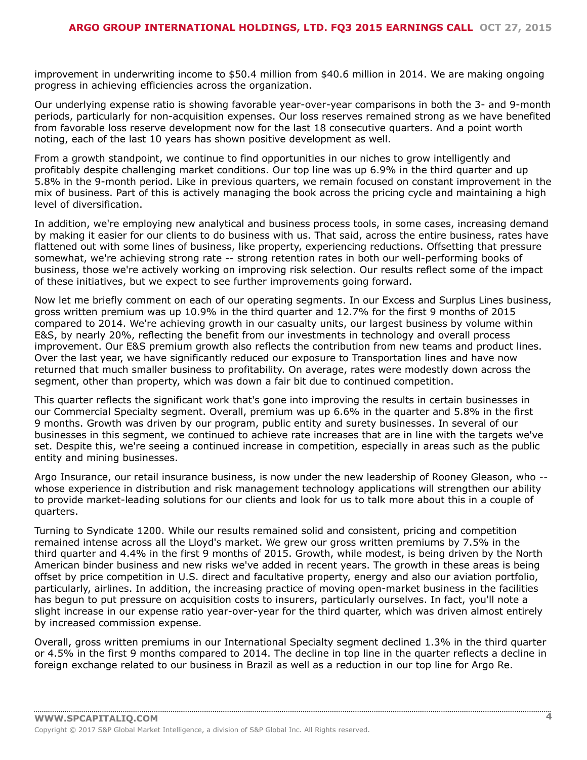improvement in underwriting income to $50.4 million from $40.6 million in 2014. We are making ongoing progress in achieving efficiencies across the organization.

Our underlying expense ratio is showing favorable year-over-year comparisons in both the 3- and 9-month periods, particularly for non-acquisition expenses. Our loss reserves remained strong as we have benefited from favorable loss reserve development now for the last 18 consecutive quarters. And a point worth noting, each of the last 10 years has shown positive development as well.

From a growth standpoint, we continue to find opportunities in our niches to grow intelligently and profitably despite challenging market conditions. Our top line was up 6.9% in the third quarter and up 5.8% in the 9-month period. Like in previous quarters, we remain focused on constant improvement in the mix of business. Part of this is actively managing the book across the pricing cycle and maintaining a high level of diversification.

In addition, we're employing new analytical and business process tools, in some cases, increasing demand by making it easier for our clients to do business with us. That said, across the entire business, rates have flattened out with some lines of business, like property, experiencing reductions. Offsetting that pressure somewhat, we're achieving strong rate -- strong retention rates in both our well-performing books of business, those we're actively working on improving risk selection. Our results reflect some of the impact of these initiatives, but we expect to see further improvements going forward.

Now let me briefly comment on each of our operating segments. In our Excess and Surplus Lines business, gross written premium was up 10.9% in the third quarter and 12.7% for the first 9 months of 2015 compared to 2014. We're achieving growth in our casualty units, our largest business by volume within E&S, by nearly 20%, reflecting the benefit from our investments in technology and overall process improvement. Our E&S premium growth also reflects the contribution from new teams and product lines. Over the last year, we have significantly reduced our exposure to Transportation lines and have now returned that much smaller business to profitability. On average, rates were modestly down across the segment, other than property, which was down a fair bit due to continued competition.

This quarter reflects the significant work that's gone into improving the results in certain businesses in our Commercial Specialty segment. Overall, premium was up 6.6% in the quarter and 5.8% in the first 9 months. Growth was driven by our program, public entity and surety businesses. In several of our businesses in this segment, we continued to achieve rate increases that are in line with the targets we've set. Despite this, we're seeing a continued increase in competition, especially in areas such as the public entity and mining businesses.

Argo Insurance, our retail insurance business, is now under the new leadership of Rooney Gleason, who -- whose experience in distribution and risk management technology applications will strengthen our ability to provide market-leading solutions for our clients and look for us to talk more about this in a couple of quarters.

Turning to Syndicate 1200. While our results remained solid and consistent, pricing and competition remained intense across all the Lloyd's market. We grew our gross written premiums by 7.5% in the third quarter and 4.4% in the first 9 months of 2015. Growth, while modest, is being driven by the North American binder business and new risks we've added in recent years. The growth in these areas is being offset by price competition in U.S. direct and facultative property, energy and also our aviation portfolio, particularly, airlines. In addition, the increasing practice of moving open-market business in the facilities has begun to put pressure on acquisition costs to insurers, particularly ourselves. In fact, you'll note a slight increase in our expense ratio year-over-year for the third quarter, which was driven almost entirely by increased commission expense.

Overall, gross written premiums in our International Specialty segment declined 1.3% in the third quarter or 4.5% in the first 9 months compared to 2014. The decline in top line in the quarter reflects a decline in foreign exchange related to our business in Brazil as well as a reduction in our top line for Argo Re.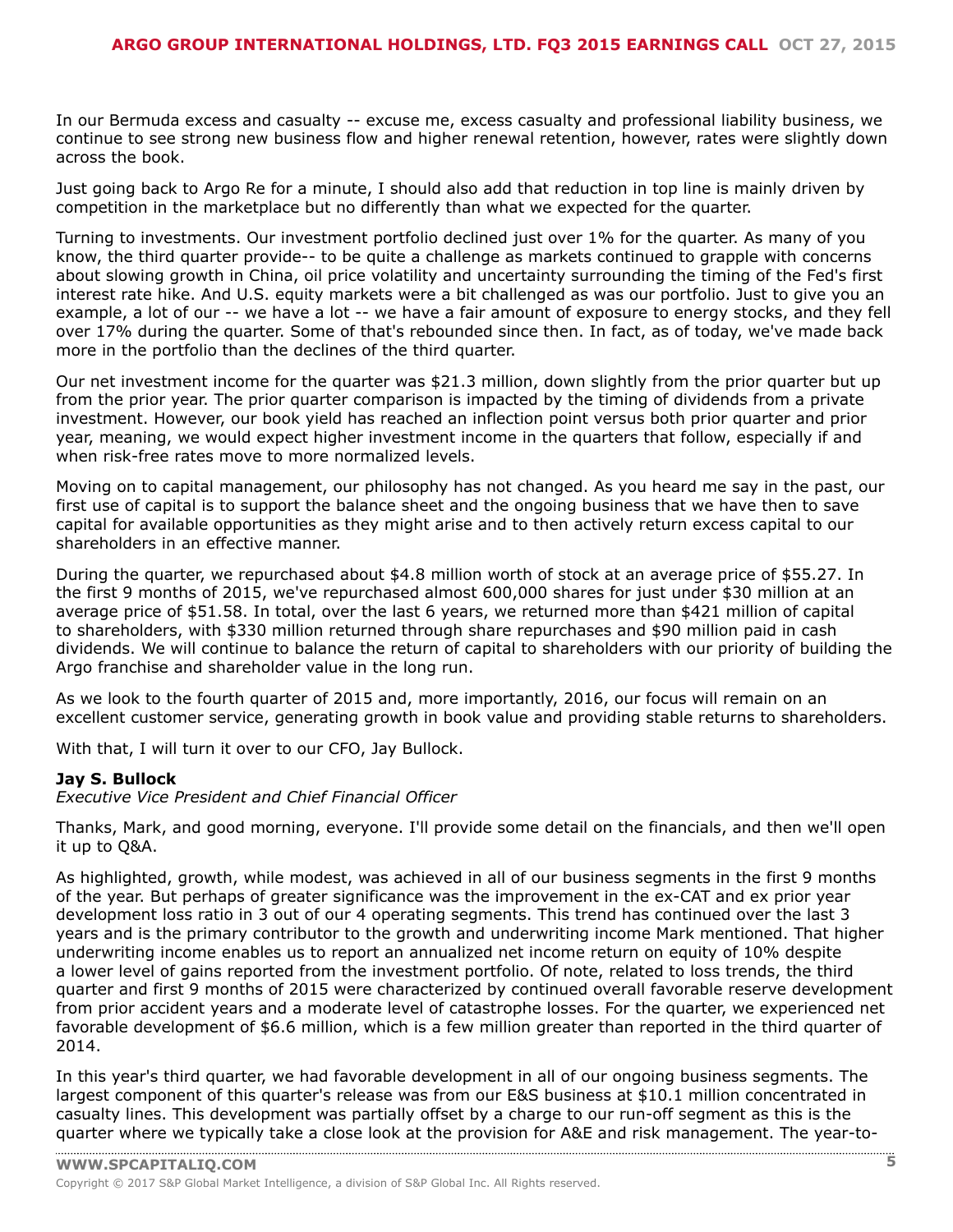In our Bermuda excess and casualty -- excuse me, excess casualty and professional liability business, we continue to see strong new business flow and higher renewal retention, however, rates were slightly down across the book.

Just going back to Argo Re for a minute, I should also add that reduction in top line is mainly driven by competition in the marketplace but no differently than what we expected for the quarter.

Turning to investments. Our investment portfolio declined just over 1% for the quarter. As many of you know, the third quarter provide-- to be quite a challenge as markets continued to grapple with concerns about slowing growth in China, oil price volatility and uncertainty surrounding the timing of the Fed's first interest rate hike. And U.S. equity markets were a bit challenged as was our portfolio. Just to give you an example, a lot of our -- we have a lot -- we have a fair amount of exposure to energy stocks, and they fell over 17% during the quarter. Some of that's rebounded since then. In fact, as of today, we've made back more in the portfolio than the declines of the third quarter.

Our net investment income for the quarter was $21.3 million, down slightly from the prior quarter but up from the prior year. The prior quarter comparison is impacted by the timing of dividends from a private investment. However, our book yield has reached an inflection point versus both prior quarter and prior year, meaning, we would expect higher investment income in the quarters that follow, especially if and when risk-free rates move to more normalized levels.

Moving on to capital management, our philosophy has not changed. As you heard me say in the past, our first use of capital is to support the balance sheet and the ongoing business that we have then to save capital for available opportunities as they might arise and to then actively return excess capital to our shareholders in an effective manner.

During the quarter, we repurchased about $4.8 million worth of stock at an average price of $55.27. In the first 9 months of 2015, we've repurchased almost 600,000 shares for just under $30 million at an average price of $51.58. In total, over the last 6 years, we returned more than $421 million of capital to shareholders, with $330 million returned through share repurchases and $90 million paid in cash dividends. We will continue to balance the return of capital to shareholders with our priority of building the Argo franchise and shareholder value in the long run.

As we look to the fourth quarter of 2015 and, more importantly, 2016, our focus will remain on an excellent customer service, generating growth in book value and providing stable returns to shareholders.

With that, I will turn it over to our CFO, Jay Bullock.

**Jay S. Bullock**
*Executive Vice President and Chief Financial Officer*

Thanks, Mark, and good morning, everyone. I'll provide some detail on the financials, and then we'll open it up to Q&A.

As highlighted, growth, while modest, was achieved in all of our business segments in the first 9 months of the year. But perhaps of greater significance was the improvement in the ex-CAT and ex prior year development loss ratio in 3 out of our 4 operating segments. This trend has continued over the last 3 years and is the primary contributor to the growth and underwriting income Mark mentioned. That higher underwriting income enables us to report an annualized net income return on equity of 10% despite a lower level of gains reported from the investment portfolio. Of note, related to loss trends, the third quarter and first 9 months of 2015 were characterized by continued overall favorable reserve development from prior accident years and a moderate level of catastrophe losses. For the quarter, we experienced net favorable development of $6.6 million, which is a few million greater than reported in the third quarter of 2014.

In this year's third quarter, we had favorable development in all of our ongoing business segments. The largest component of this quarter's release was from our E&S business at $10.1 million concentrated in casualty lines. This development was partially offset by a charge to our run-off segment as this is the quarter where we typically take a close look at the provision for A&E and risk management. The year-to-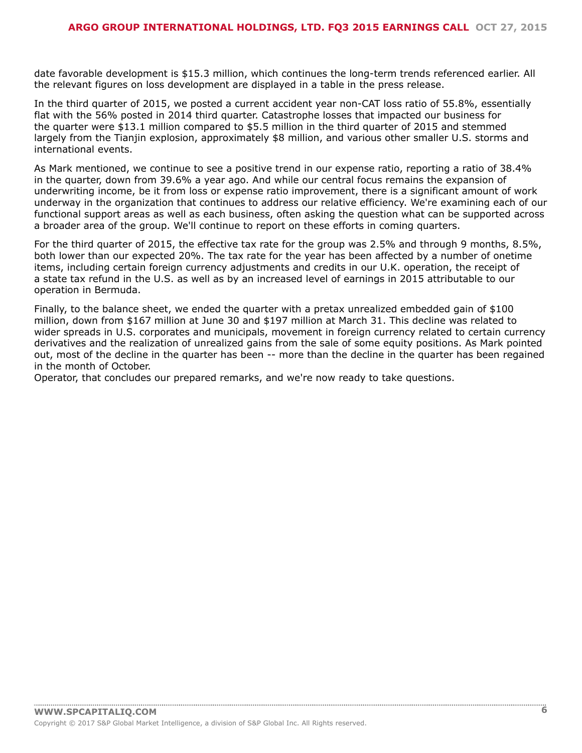date favorable development is $15.3 million, which continues the long-term trends referenced earlier. All the relevant figures on loss development are displayed in a table in the press release.

In the third quarter of 2015, we posted a current accident year non-CAT loss ratio of 55.8%, essentially flat with the 56% posted in 2014 third quarter. Catastrophe losses that impacted our business for the quarter were $13.1 million compared to $5.5 million in the third quarter of 2015 and stemmed largely from the Tianjin explosion, approximately $8 million, and various other smaller U.S. storms and international events.

As Mark mentioned, we continue to see a positive trend in our expense ratio, reporting a ratio of 38.4% in the quarter, down from 39.6% a year ago. And while our central focus remains the expansion of underwriting income, be it from loss or expense ratio improvement, there is a significant amount of work underway in the organization that continues to address our relative efficiency. We're examining each of our functional support areas as well as each business, often asking the question what can be supported across a broader area of the group. We'll continue to report on these efforts in coming quarters.

For the third quarter of 2015, the effective tax rate for the group was 2.5% and through 9 months, 8.5%, both lower than our expected 20%. The tax rate for the year has been affected by a number of onetime items, including certain foreign currency adjustments and credits in our U.K. operation, the receipt of a state tax refund in the U.S. as well as by an increased level of earnings in 2015 attributable to our operation in Bermuda.

Finally, to the balance sheet, we ended the quarter with a pretax unrealized embedded gain of $100 million, down from $167 million at June 30 and $197 million at March 31. This decline was related to wider spreads in U.S. corporates and municipals, movement in foreign currency related to certain currency derivatives and the realization of unrealized gains from the sale of some equity positions. As Mark pointed out, most of the decline in the quarter has been -- more than the decline in the quarter has been regained in the month of October.

Operator, that concludes our prepared remarks, and we're now ready to take questions.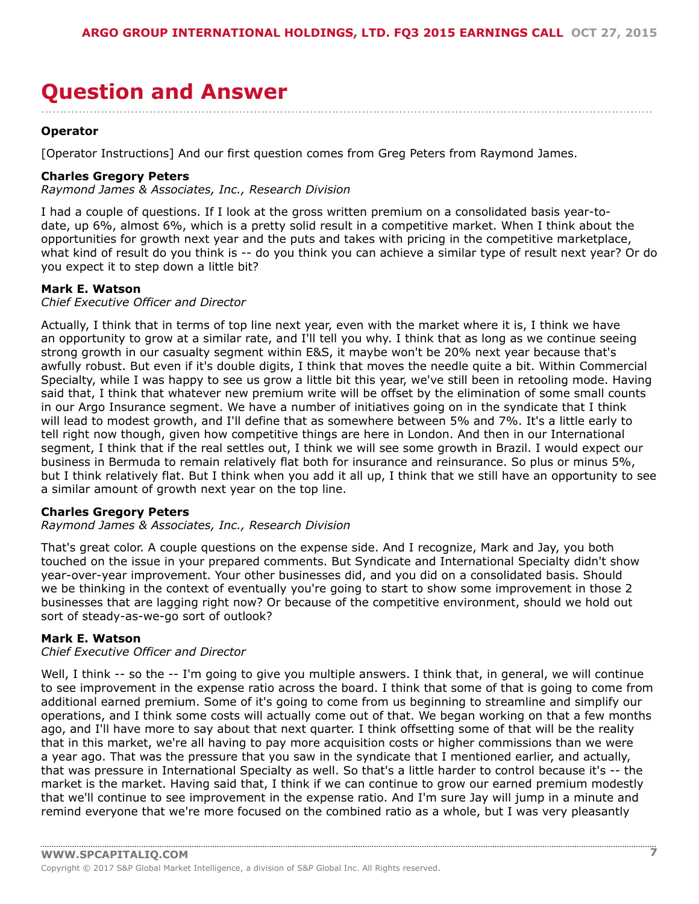# Question and Answer

**Operator**

[Operator Instructions] And our first question comes from Greg Peters from Raymond James.

**Charles Gregory Peters**
*Raymond James & Associates, Inc., Research Division*

I had a couple of questions. If I look at the gross written premium on a consolidated basis year-to-date, up 6%, almost 6%, which is a pretty solid result in a competitive market. When I think about the opportunities for growth next year and the puts and takes with pricing in the competitive marketplace, what kind of result do you think is -- do you think you can achieve a similar type of result next year? Or do you expect it to step down a little bit?

**Mark E. Watson**
*Chief Executive Officer and Director*

Actually, I think that in terms of top line next year, even with the market where it is, I think we have an opportunity to grow at a similar rate, and I'll tell you why. I think that as long as we continue seeing strong growth in our casualty segment within E&S, it maybe won't be 20% next year because that's awfully robust. But even if it's double digits, I think that moves the needle quite a bit. Within Commercial Specialty, while I was happy to see us grow a little bit this year, we've still been in retooling mode. Having said that, I think that whatever new premium write will be offset by the elimination of some small counts in our Argo Insurance segment. We have a number of initiatives going on in the syndicate that I think will lead to modest growth, and I'll define that as somewhere between 5% and 7%. It's a little early to tell right now though, given how competitive things are here in London. And then in our International segment, I think that if the real settles out, I think we will see some growth in Brazil. I would expect our business in Bermuda to remain relatively flat both for insurance and reinsurance. So plus or minus 5%, but I think relatively flat. But I think when you add it all up, I think that we still have an opportunity to see a similar amount of growth next year on the top line.

**Charles Gregory Peters**
*Raymond James & Associates, Inc., Research Division*

That's great color. A couple questions on the expense side. And I recognize, Mark and Jay, you both touched on the issue in your prepared comments. But Syndicate and International Specialty didn't show year-over-year improvement. Your other businesses did, and you did on a consolidated basis. Should we be thinking in the context of eventually you're going to start to show some improvement in those 2 businesses that are lagging right now? Or because of the competitive environment, should we hold out sort of steady-as-we-go sort of outlook?

**Mark E. Watson**
*Chief Executive Officer and Director*

Well, I think -- so the -- I'm going to give you multiple answers. I think that, in general, we will continue to see improvement in the expense ratio across the board. I think that some of that is going to come from additional earned premium. Some of it's going to come from us beginning to streamline and simplify our operations, and I think some costs will actually come out of that. We began working on that a few months ago, and I'll have more to say about that next quarter. I think offsetting some of that will be the reality that in this market, we're all having to pay more acquisition costs or higher commissions than we were a year ago. That was the pressure that you saw in the syndicate that I mentioned earlier, and actually, that was pressure in International Specialty as well. So that's a little harder to control because it's -- the market is the market. Having said that, I think if we can continue to grow our earned premium modestly that we'll continue to see improvement in the expense ratio. And I'm sure Jay will jump in a minute and remind everyone that we're more focused on the combined ratio as a whole, but I was very pleasantly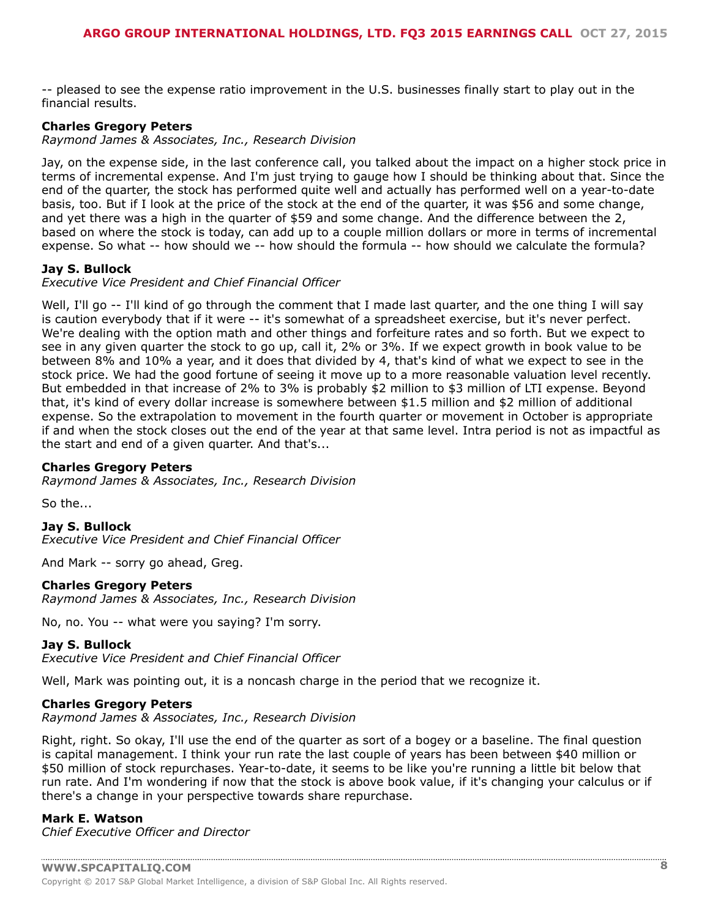-- pleased to see the expense ratio improvement in the U.S. businesses finally start to play out in the financial results.

**Charles Gregory Peters**
*Raymond James & Associates, Inc., Research Division*

Jay, on the expense side, in the last conference call, you talked about the impact on a higher stock price in terms of incremental expense. And I'm just trying to gauge how I should be thinking about that. Since the end of the quarter, the stock has performed quite well and actually has performed well on a year-to-date basis, too. But if I look at the price of the stock at the end of the quarter, it was $56 and some change, and yet there was a high in the quarter of $59 and some change. And the difference between the 2, based on where the stock is today, can add up to a couple million dollars or more in terms of incremental expense. So what -- how should we -- how should the formula -- how should we calculate the formula?

**Jay S. Bullock**
*Executive Vice President and Chief Financial Officer*

Well, I'll go -- I'll kind of go through the comment that I made last quarter, and the one thing I will say is caution everybody that if it were -- it's somewhat of a spreadsheet exercise, but it's never perfect. We're dealing with the option math and other things and forfeiture rates and so forth. But we expect to see in any given quarter the stock to go up, call it, 2% or 3%. If we expect growth in book value to be between 8% and 10% a year, and it does that divided by 4, that's kind of what we expect to see in the stock price. We had the good fortune of seeing it move up to a more reasonable valuation level recently. But embedded in that increase of 2% to 3% is probably $2 million to $3 million of LTI expense. Beyond that, it's kind of every dollar increase is somewhere between $1.5 million and $2 million of additional expense. So the extrapolation to movement in the fourth quarter or movement in October is appropriate if and when the stock closes out the end of the year at that same level. Intra period is not as impactful as the start and end of a given quarter. And that's...

**Charles Gregory Peters**
*Raymond James & Associates, Inc., Research Division*

So the...

**Jay S. Bullock**
*Executive Vice President and Chief Financial Officer*

And Mark -- sorry go ahead, Greg.

**Charles Gregory Peters**
*Raymond James & Associates, Inc., Research Division*

No, no. You -- what were you saying? I'm sorry.

**Jay S. Bullock**
*Executive Vice President and Chief Financial Officer*

Well, Mark was pointing out, it is a noncash charge in the period that we recognize it.

**Charles Gregory Peters**
*Raymond James & Associates, Inc., Research Division*

Right, right. So okay, I'll use the end of the quarter as sort of a bogey or a baseline. The final question is capital management. I think your run rate the last couple of years has been between $40 million or $50 million of stock repurchases. Year-to-date, it seems to be like you're running a little bit below that run rate. And I'm wondering if now that the stock is above book value, if it's changing your calculus or if there's a change in your perspective towards share repurchase.

**Mark E. Watson**
*Chief Executive Officer and Director*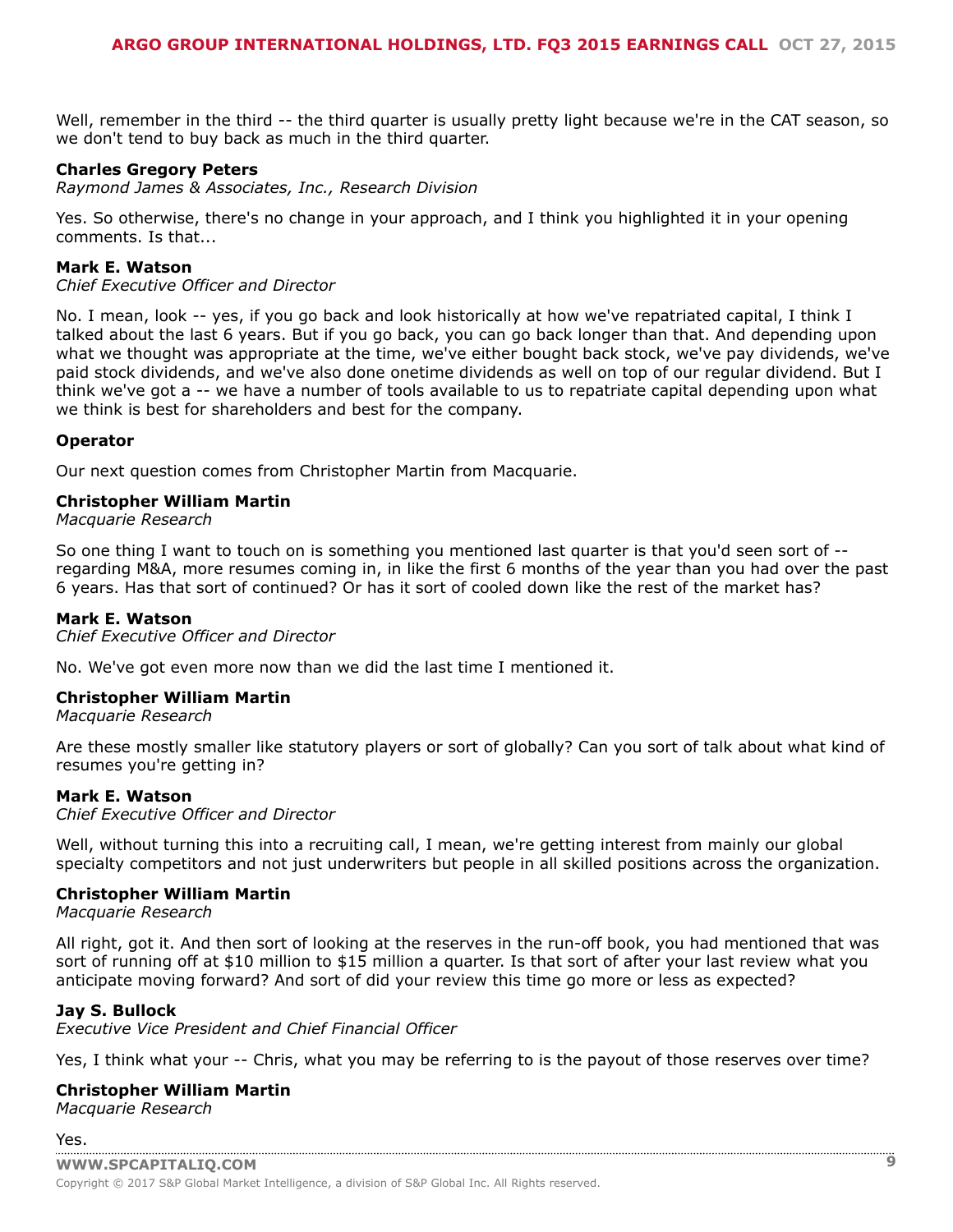Well, remember in the third -- the third quarter is usually pretty light because we're in the CAT season, so we don't tend to buy back as much in the third quarter.

**Charles Gregory Peters**
*Raymond James & Associates, Inc., Research Division*

Yes. So otherwise, there's no change in your approach, and I think you highlighted it in your opening comments. Is that...

**Mark E. Watson**
*Chief Executive Officer and Director*

No. I mean, look -- yes, if you go back and look historically at how we've repatriated capital, I think I talked about the last 6 years. But if you go back, you can go back longer than that. And depending upon what we thought was appropriate at the time, we've either bought back stock, we've pay dividends, we've paid stock dividends, and we've also done onetime dividends as well on top of our regular dividend. But I think we've got a -- we have a number of tools available to us to repatriate capital depending upon what we think is best for shareholders and best for the company.

**Operator**

Our next question comes from Christopher Martin from Macquarie.

**Christopher William Martin**
*Macquarie Research*

So one thing I want to touch on is something you mentioned last quarter is that you'd seen sort of -- regarding M&A, more resumes coming in, in like the first 6 months of the year than you had over the past 6 years. Has that sort of continued? Or has it sort of cooled down like the rest of the market has?

**Mark E. Watson**
*Chief Executive Officer and Director*

No. We've got even more now than we did the last time I mentioned it.

**Christopher William Martin**
*Macquarie Research*

Are these mostly smaller like statutory players or sort of globally? Can you sort of talk about what kind of resumes you're getting in?

**Mark E. Watson**
*Chief Executive Officer and Director*

Well, without turning this into a recruiting call, I mean, we're getting interest from mainly our global specialty competitors and not just underwriters but people in all skilled positions across the organization.

**Christopher William Martin**
*Macquarie Research*

All right, got it. And then sort of looking at the reserves in the run-off book, you had mentioned that was sort of running off at $10 million to $15 million a quarter. Is that sort of after your last review what you anticipate moving forward? And sort of did your review this time go more or less as expected?

**Jay S. Bullock**
*Executive Vice President and Chief Financial Officer*

Yes, I think what your -- Chris, what you may be referring to is the payout of those reserves over time?

**Christopher William Martin**
*Macquarie Research*

Yes.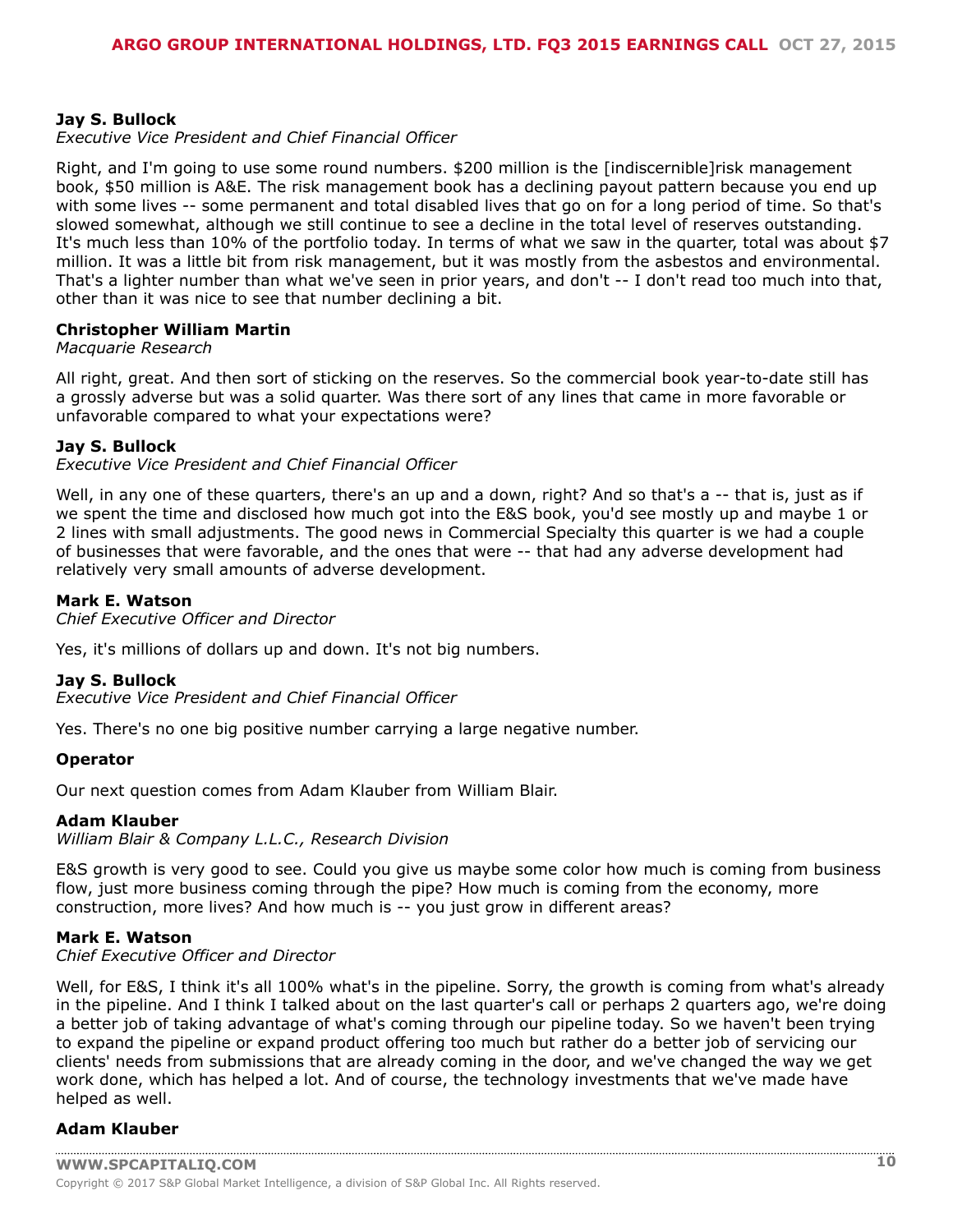**Jay S. Bullock**
*Executive Vice President and Chief Financial Officer*

Right, and I'm going to use some round numbers. $200 million is the [indiscernible]risk management book, $50 million is A&E. The risk management book has a declining payout pattern because you end up with some lives -- some permanent and total disabled lives that go on for a long period of time. So that's slowed somewhat, although we still continue to see a decline in the total level of reserves outstanding. It's much less than 10% of the portfolio today. In terms of what we saw in the quarter, total was about $7 million. It was a little bit from risk management, but it was mostly from the asbestos and environmental. That's a lighter number than what we've seen in prior years, and don't -- I don't read too much into that, other than it was nice to see that number declining a bit.

**Christopher William Martin**
*Macquarie Research*

All right, great. And then sort of sticking on the reserves. So the commercial book year-to-date still has a grossly adverse but was a solid quarter. Was there sort of any lines that came in more favorable or unfavorable compared to what your expectations were?

**Jay S. Bullock**
*Executive Vice President and Chief Financial Officer*

Well, in any one of these quarters, there's an up and a down, right? And so that's a -- that is, just as if we spent the time and disclosed how much got into the E&S book, you'd see mostly up and maybe 1 or 2 lines with small adjustments. The good news in Commercial Specialty this quarter is we had a couple of businesses that were favorable, and the ones that were -- that had any adverse development had relatively very small amounts of adverse development.

**Mark E. Watson**
*Chief Executive Officer and Director*

Yes, it's millions of dollars up and down. It's not big numbers.

**Jay S. Bullock**
*Executive Vice President and Chief Financial Officer*

Yes. There's no one big positive number carrying a large negative number.

**Operator**

Our next question comes from Adam Klauber from William Blair.

**Adam Klauber**
*William Blair & Company L.L.C., Research Division*

E&S growth is very good to see. Could you give us maybe some color how much is coming from business flow, just more business coming through the pipe? How much is coming from the economy, more construction, more lives? And how much is -- you just grow in different areas?

**Mark E. Watson**
*Chief Executive Officer and Director*

Well, for E&S, I think it's all 100% what's in the pipeline. Sorry, the growth is coming from what's already in the pipeline. And I think I talked about on the last quarter's call or perhaps 2 quarters ago, we're doing a better job of taking advantage of what's coming through our pipeline today. So we haven't been trying to expand the pipeline or expand product offering too much but rather do a better job of servicing our clients' needs from submissions that are already coming in the door, and we've changed the way we get work done, which has helped a lot. And of course, the technology investments that we've made have helped as well.

**Adam Klauber**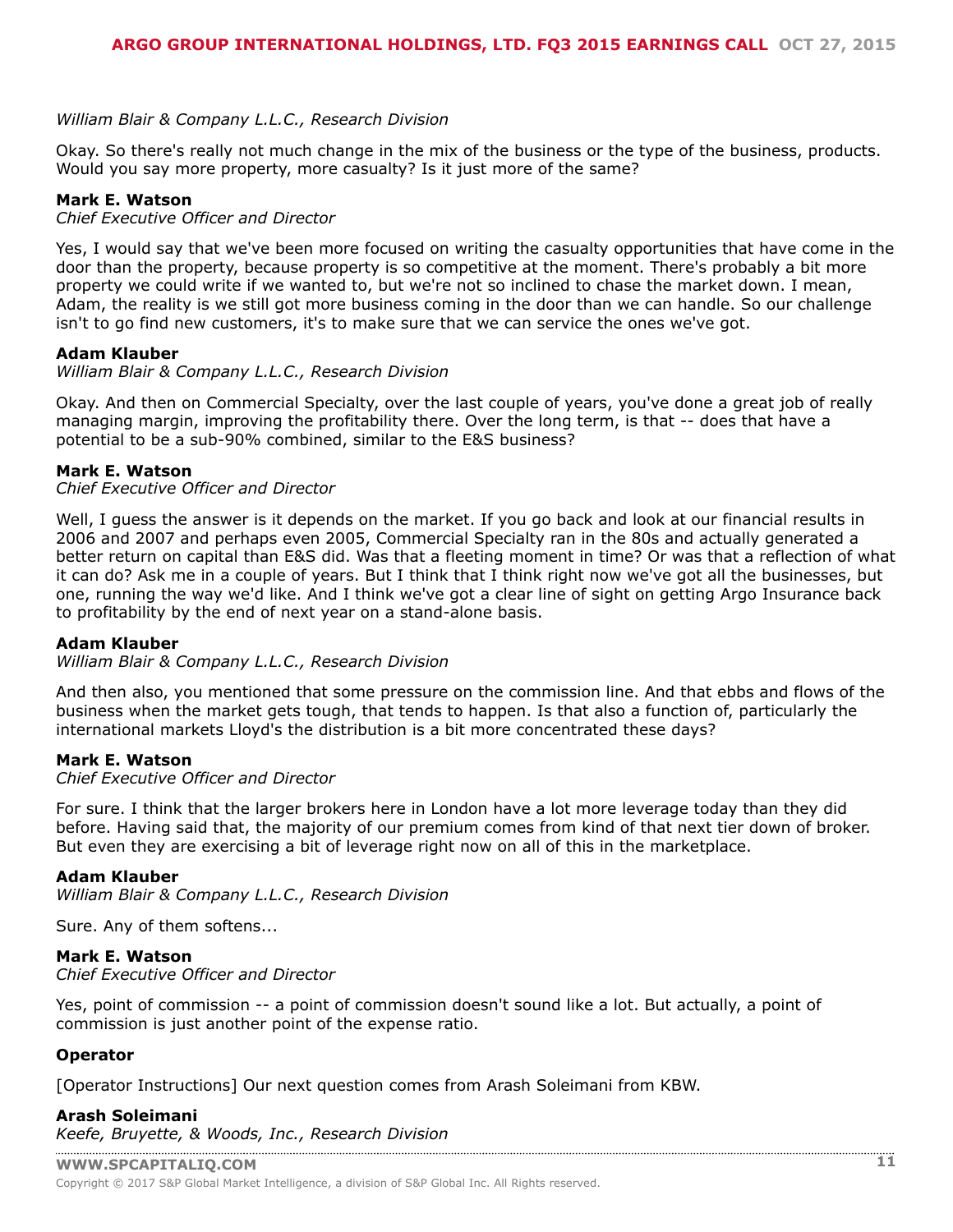*William Blair & Company L.L.C., Research Division*

Okay. So there's really not much change in the mix of the business or the type of the business, products. Would you say more property, more casualty? Is it just more of the same?

**Mark E. Watson**
*Chief Executive Officer and Director*

Yes, I would say that we've been more focused on writing the casualty opportunities that have come in the door than the property, because property is so competitive at the moment. There's probably a bit more property we could write if we wanted to, but we're not so inclined to chase the market down. I mean, Adam, the reality is we still got more business coming in the door than we can handle. So our challenge isn't to go find new customers, it's to make sure that we can service the ones we've got.

**Adam Klauber**
*William Blair & Company L.L.C., Research Division*

Okay. And then on Commercial Specialty, over the last couple of years, you've done a great job of really managing margin, improving the profitability there. Over the long term, is that -- does that have a potential to be a sub-90% combined, similar to the E&S business?

**Mark E. Watson**
*Chief Executive Officer and Director*

Well, I guess the answer is it depends on the market. If you go back and look at our financial results in 2006 and 2007 and perhaps even 2005, Commercial Specialty ran in the 80s and actually generated a better return on capital than E&S did. Was that a fleeting moment in time? Or was that a reflection of what it can do? Ask me in a couple of years. But I think that I think right now we've got all the businesses, but one, running the way we'd like. And I think we've got a clear line of sight on getting Argo Insurance back to profitability by the end of next year on a stand-alone basis.

**Adam Klauber**
*William Blair & Company L.L.C., Research Division*

And then also, you mentioned that some pressure on the commission line. And that ebbs and flows of the business when the market gets tough, that tends to happen. Is that also a function of, particularly the international markets Lloyd's the distribution is a bit more concentrated these days?

**Mark E. Watson**
*Chief Executive Officer and Director*

For sure. I think that the larger brokers here in London have a lot more leverage today than they did before. Having said that, the majority of our premium comes from kind of that next tier down of broker. But even they are exercising a bit of leverage right now on all of this in the marketplace.

**Adam Klauber**
*William Blair & Company L.L.C., Research Division*

Sure. Any of them softens...

**Mark E. Watson**
*Chief Executive Officer and Director*

Yes, point of commission -- a point of commission doesn't sound like a lot. But actually, a point of commission is just another point of the expense ratio.

**Operator**

[Operator Instructions] Our next question comes from Arash Soleimani from KBW.

**Arash Soleimani**
*Keefe, Bruyette, & Woods, Inc., Research Division*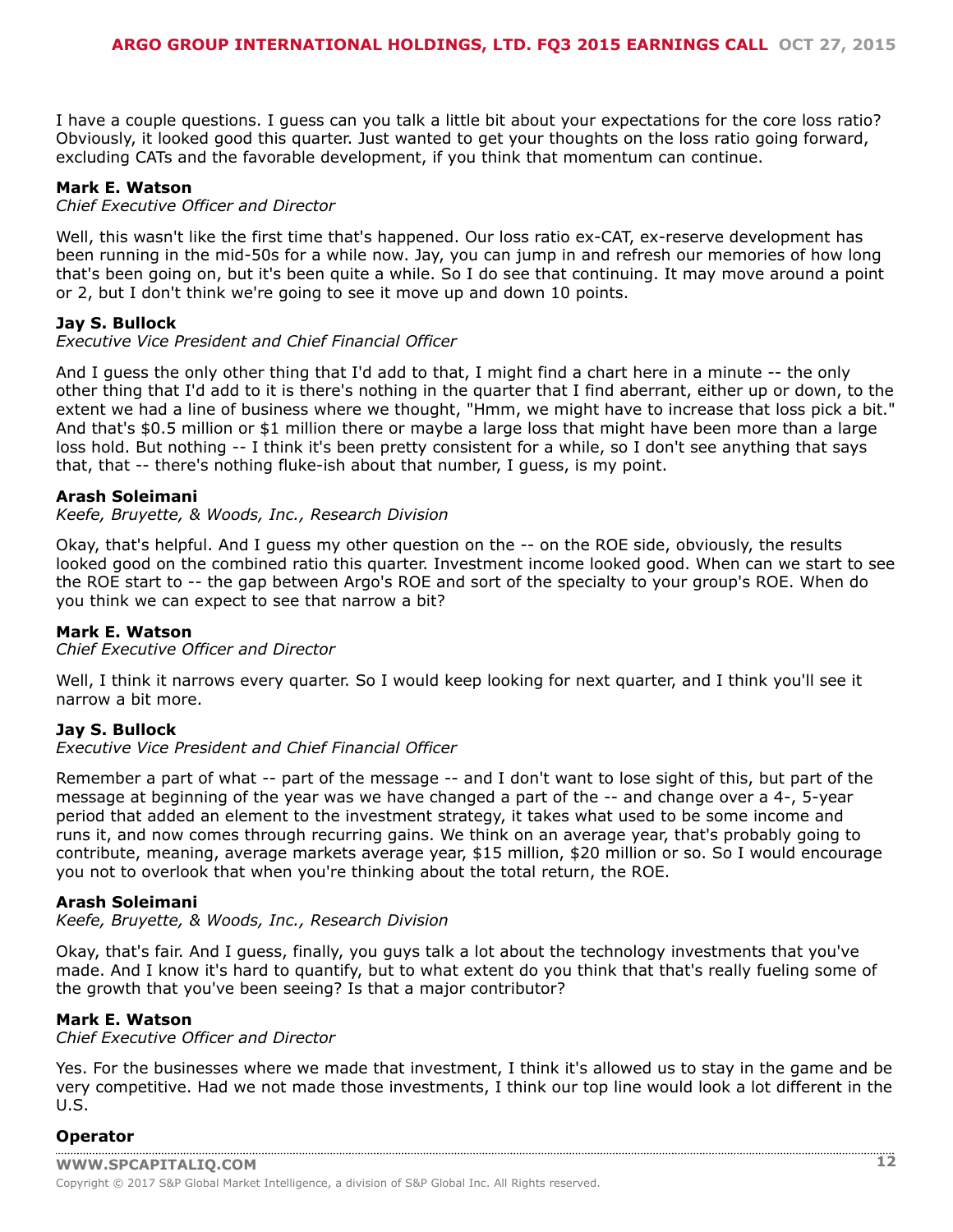I have a couple questions. I guess can you talk a little bit about your expectations for the core loss ratio? Obviously, it looked good this quarter. Just wanted to get your thoughts on the loss ratio going forward, excluding CATs and the favorable development, if you think that momentum can continue.

**Mark E. Watson**
*Chief Executive Officer and Director*

Well, this wasn't like the first time that's happened. Our loss ratio ex-CAT, ex-reserve development has been running in the mid-50s for a while now. Jay, you can jump in and refresh our memories of how long that's been going on, but it's been quite a while. So I do see that continuing. It may move around a point or 2, but I don't think we're going to see it move up and down 10 points.

**Jay S. Bullock**
*Executive Vice President and Chief Financial Officer*

And I guess the only other thing that I'd add to that, I might find a chart here in a minute -- the only other thing that I'd add to it is there's nothing in the quarter that I find aberrant, either up or down, to the extent we had a line of business where we thought, "Hmm, we might have to increase that loss pick a bit." And that's $0.5 million or $1 million there or maybe a large loss that might have been more than a large loss hold. But nothing -- I think it's been pretty consistent for a while, so I don't see anything that says that, that -- there's nothing fluke-ish about that number, I guess, is my point.

**Arash Soleimani**
*Keefe, Bruyette, & Woods, Inc., Research Division*

Okay, that's helpful. And I guess my other question on the -- on the ROE side, obviously, the results looked good on the combined ratio this quarter. Investment income looked good. When can we start to see the ROE start to -- the gap between Argo's ROE and sort of the specialty to your group's ROE. When do you think we can expect to see that narrow a bit?

**Mark E. Watson**
*Chief Executive Officer and Director*

Well, I think it narrows every quarter. So I would keep looking for next quarter, and I think you'll see it narrow a bit more.

**Jay S. Bullock**
*Executive Vice President and Chief Financial Officer*

Remember a part of what -- part of the message -- and I don't want to lose sight of this, but part of the message at beginning of the year was we have changed a part of the -- and change over a 4-, 5-year period that added an element to the investment strategy, it takes what used to be some income and runs it, and now comes through recurring gains. We think on an average year, that's probably going to contribute, meaning, average markets average year, $15 million, $20 million or so. So I would encourage you not to overlook that when you're thinking about the total return, the ROE.

**Arash Soleimani**
*Keefe, Bruyette, & Woods, Inc., Research Division*

Okay, that's fair. And I guess, finally, you guys talk a lot about the technology investments that you've made. And I know it's hard to quantify, but to what extent do you think that that's really fueling some of the growth that you've been seeing? Is that a major contributor?

**Mark E. Watson**
*Chief Executive Officer and Director*

Yes. For the businesses where we made that investment, I think it's allowed us to stay in the game and be very competitive. Had we not made those investments, I think our top line would look a lot different in the U.S.

**Operator**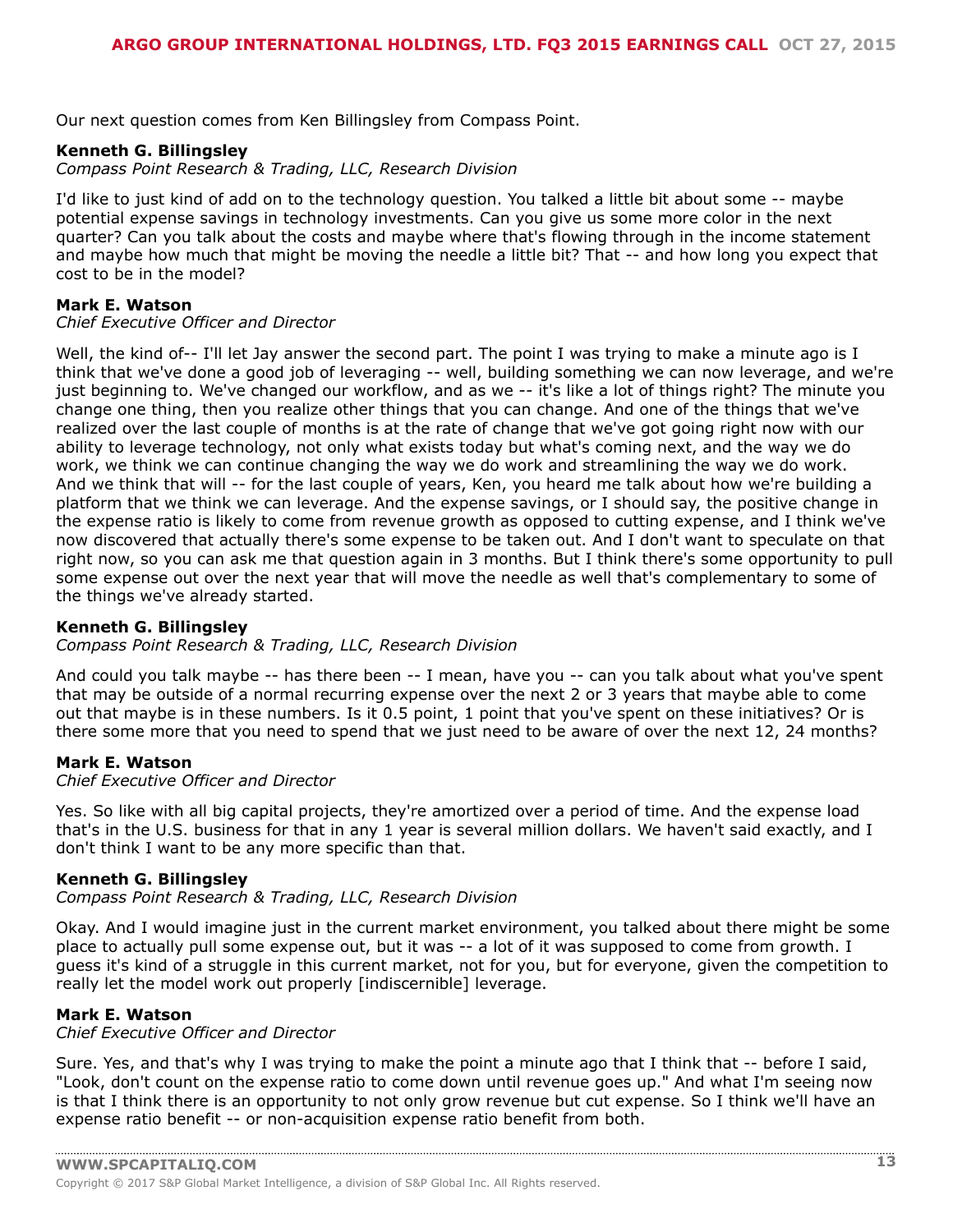Our next question comes from Ken Billingsley from Compass Point.

**Kenneth G. Billingsley**
*Compass Point Research & Trading, LLC, Research Division*

I'd like to just kind of add on to the technology question. You talked a little bit about some -- maybe potential expense savings in technology investments. Can you give us some more color in the next quarter? Can you talk about the costs and maybe where that's flowing through in the income statement and maybe how much that might be moving the needle a little bit? That -- and how long you expect that cost to be in the model?

**Mark E. Watson**
*Chief Executive Officer and Director*

Well, the kind of-- I'll let Jay answer the second part. The point I was trying to make a minute ago is I think that we've done a good job of leveraging -- well, building something we can now leverage, and we're just beginning to. We've changed our workflow, and as we -- it's like a lot of things right? The minute you change one thing, then you realize other things that you can change. And one of the things that we've realized over the last couple of months is at the rate of change that we've got going right now with our ability to leverage technology, not only what exists today but what's coming next, and the way we do work, we think we can continue changing the way we do work and streamlining the way we do work. And we think that will -- for the last couple of years, Ken, you heard me talk about how we're building a platform that we think we can leverage. And the expense savings, or I should say, the positive change in the expense ratio is likely to come from revenue growth as opposed to cutting expense, and I think we've now discovered that actually there's some expense to be taken out. And I don't want to speculate on that right now, so you can ask me that question again in 3 months. But I think there's some opportunity to pull some expense out over the next year that will move the needle as well that's complementary to some of the things we've already started.

**Kenneth G. Billingsley**
*Compass Point Research & Trading, LLC, Research Division*

And could you talk maybe -- has there been -- I mean, have you -- can you talk about what you've spent that may be outside of a normal recurring expense over the next 2 or 3 years that maybe able to come out that maybe is in these numbers. Is it 0.5 point, 1 point that you've spent on these initiatives? Or is there some more that you need to spend that we just need to be aware of over the next 12, 24 months?

**Mark E. Watson**
*Chief Executive Officer and Director*

Yes. So like with all big capital projects, they're amortized over a period of time. And the expense load that's in the U.S. business for that in any 1 year is several million dollars. We haven't said exactly, and I don't think I want to be any more specific than that.

**Kenneth G. Billingsley**
*Compass Point Research & Trading, LLC, Research Division*

Okay. And I would imagine just in the current market environment, you talked about there might be some place to actually pull some expense out, but it was -- a lot of it was supposed to come from growth. I guess it's kind of a struggle in this current market, not for you, but for everyone, given the competition to really let the model work out properly [indiscernible] leverage.

**Mark E. Watson**
*Chief Executive Officer and Director*

Sure. Yes, and that's why I was trying to make the point a minute ago that I think that -- before I said, "Look, don't count on the expense ratio to come down until revenue goes up." And what I'm seeing now is that I think there is an opportunity to not only grow revenue but cut expense. So I think we'll have an expense ratio benefit -- or non-acquisition expense ratio benefit from both.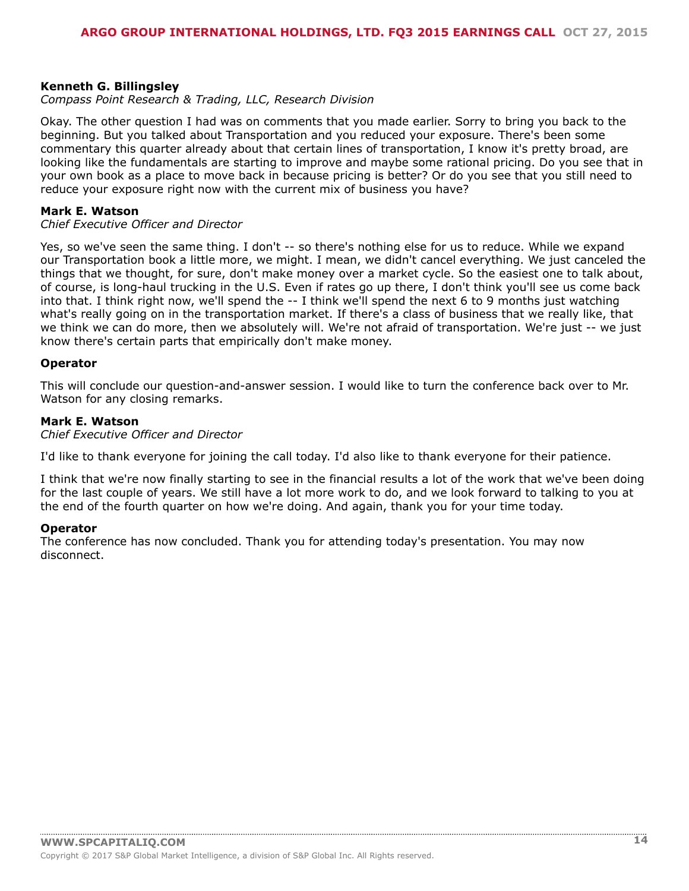**Kenneth G. Billingsley**
*Compass Point Research & Trading, LLC, Research Division*

Okay. The other question I had was on comments that you made earlier. Sorry to bring you back to the beginning. But you talked about Transportation and you reduced your exposure. There's been some commentary this quarter already about that certain lines of transportation, I know it's pretty broad, are looking like the fundamentals are starting to improve and maybe some rational pricing. Do you see that in your own book as a place to move back in because pricing is better? Or do you see that you still need to reduce your exposure right now with the current mix of business you have?

**Mark E. Watson**
*Chief Executive Officer and Director*

Yes, so we've seen the same thing. I don't -- so there's nothing else for us to reduce. While we expand our Transportation book a little more, we might. I mean, we didn't cancel everything. We just canceled the things that we thought, for sure, don't make money over a market cycle. So the easiest one to talk about, of course, is long-haul trucking in the U.S. Even if rates go up there, I don't think you'll see us come back into that. I think right now, we'll spend the -- I think we'll spend the next 6 to 9 months just watching what's really going on in the transportation market. If there's a class of business that we really like, that we think we can do more, then we absolutely will. We're not afraid of transportation. We're just -- we just know there's certain parts that empirically don't make money.

**Operator**

This will conclude our question-and-answer session. I would like to turn the conference back over to Mr. Watson for any closing remarks.

**Mark E. Watson**
*Chief Executive Officer and Director*

I'd like to thank everyone for joining the call today. I'd also like to thank everyone for their patience.

I think that we're now finally starting to see in the financial results a lot of the work that we've been doing for the last couple of years. We still have a lot more work to do, and we look forward to talking to you at the end of the fourth quarter on how we're doing. And again, thank you for your time today.

**Operator**

The conference has now concluded. Thank you for attending today's presentation. You may now disconnect.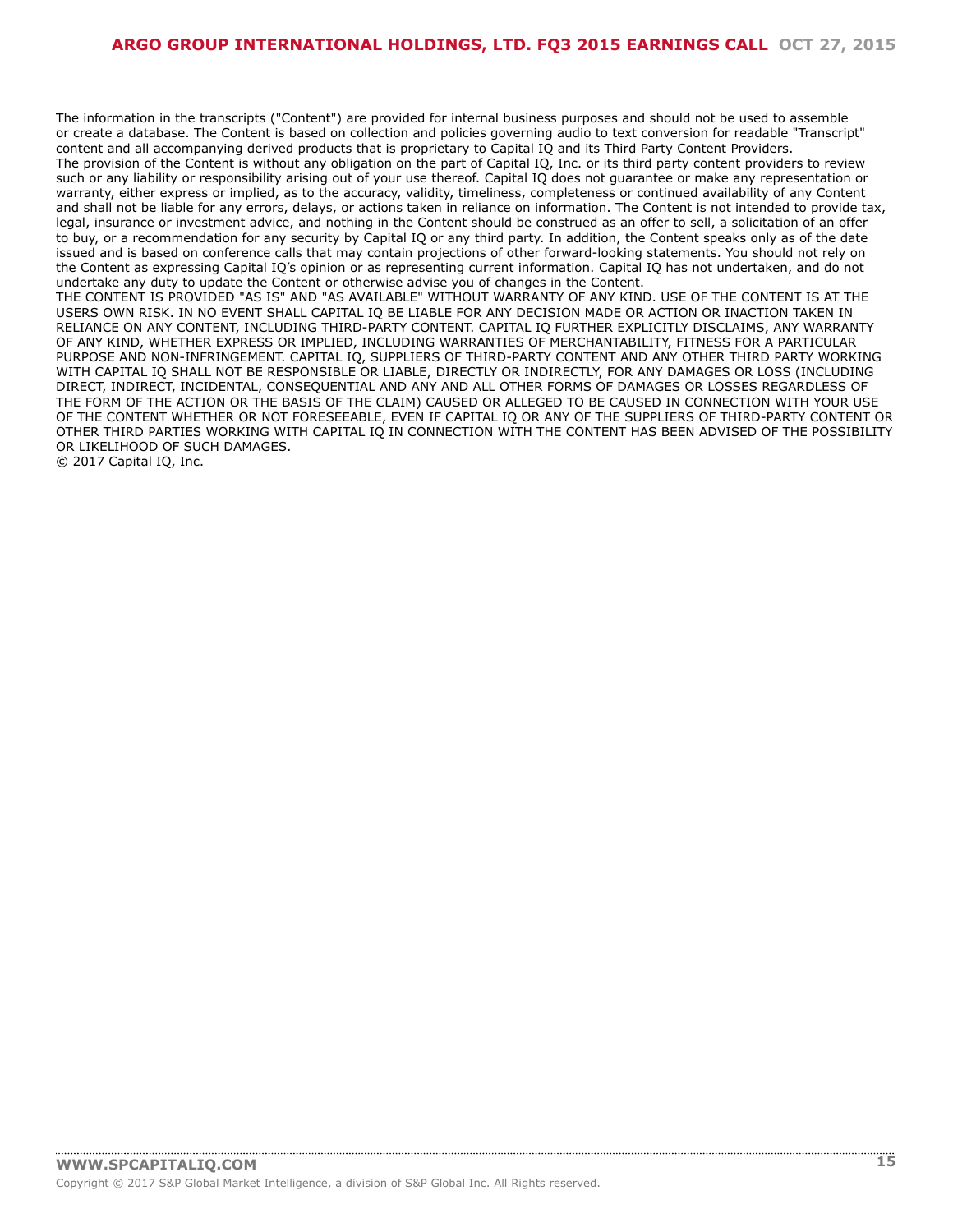The information in the transcripts ("Content") are provided for internal business purposes and should not be used to assemble or create a database. The Content is based on collection and policies governing audio to text conversion for readable "Transcript" content and all accompanying derived products that is proprietary to Capital IQ and its Third Party Content Providers.
The provision of the Content is without any obligation on the part of Capital IQ, Inc. or its third party content providers to review such or any liability or responsibility arising out of your use thereof. Capital IQ does not guarantee or make any representation or warranty, either express or implied, as to the accuracy, validity, timeliness, completeness or continued availability of any Content and shall not be liable for any errors, delays, or actions taken in reliance on information. The Content is not intended to provide tax, legal, insurance or investment advice, and nothing in the Content should be construed as an offer to sell, a solicitation of an offer to buy, or a recommendation for any security by Capital IQ or any third party. In addition, the Content speaks only as of the date issued and is based on conference calls that may contain projections of other forward-looking statements. You should not rely on the Content as expressing Capital IQ's opinion or as representing current information. Capital IQ has not undertaken, and do not undertake any duty to update the Content or otherwise advise you of changes in the Content.
THE CONTENT IS PROVIDED "AS IS" AND "AS AVAILABLE" WITHOUT WARRANTY OF ANY KIND. USE OF THE CONTENT IS AT THE USERS OWN RISK. IN NO EVENT SHALL CAPITAL IQ BE LIABLE FOR ANY DECISION MADE OR ACTION OR INACTION TAKEN IN RELIANCE ON ANY CONTENT, INCLUDING THIRD-PARTY CONTENT. CAPITAL IQ FURTHER EXPLICITLY DISCLAIMS, ANY WARRANTY OF ANY KIND, WHETHER EXPRESS OR IMPLIED, INCLUDING WARRANTIES OF MERCHANTABILITY, FITNESS FOR A PARTICULAR PURPOSE AND NON-INFRINGEMENT. CAPITAL IQ, SUPPLIERS OF THIRD-PARTY CONTENT AND ANY OTHER THIRD PARTY WORKING WITH CAPITAL IQ SHALL NOT BE RESPONSIBLE OR LIABLE, DIRECTLY OR INDIRECTLY, FOR ANY DAMAGES OR LOSS (INCLUDING DIRECT, INDIRECT, INCIDENTAL, CONSEQUENTIAL AND ANY AND ALL OTHER FORMS OF DAMAGES OR LOSSES REGARDLESS OF THE FORM OF THE ACTION OR THE BASIS OF THE CLAIM) CAUSED OR ALLEGED TO BE CAUSED IN CONNECTION WITH YOUR USE OF THE CONTENT WHETHER OR NOT FORESEEABLE, EVEN IF CAPITAL IQ OR ANY OF THE SUPPLIERS OF THIRD-PARTY CONTENT OR OTHER THIRD PARTIES WORKING WITH CAPITAL IQ IN CONNECTION WITH THE CONTENT HAS BEEN ADVISED OF THE POSSIBILITY OR LIKELIHOOD OF SUCH DAMAGES.
© 2017 Capital IQ, Inc.